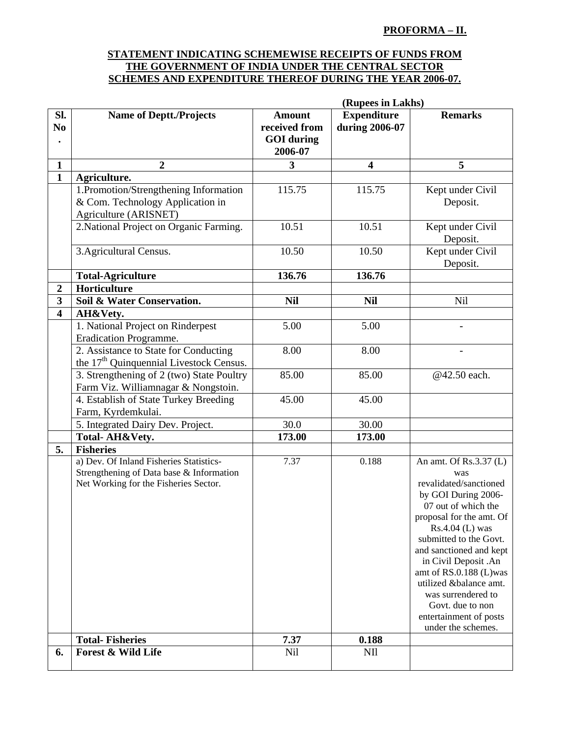**PROFORMA – II.**

## STATEMENT INDICATING SCHEMEWISE RECEIPTS OF FUNDS FROM THE GOVERNMENT OF INDIA UNDER THE CENTRAL SECTOR SCHEMES AND EXPENDITURE THEREOF DURING THE YEAR 2006-07.

(Rupees in Lakhs)

| Sl. No. | Name of Deptt./Projects | Amount received from GOI during 2006-07 | Expenditure during 2006-07 | Remarks |
|---|---|---|---|---|
| 1 | 2 | 3 | 4 | 5 |
| 1 | **Agriculture.** | | | |
| | 1.Promotion/Strengthening Information & Com. Technology Application in Agriculture (ARISNET) | 115.75 | 115.75 | Kept under Civil Deposit. |
| | 2.National Project on Organic Farming. | 10.51 | 10.51 | Kept under Civil Deposit. |
| | 3.Agricultural Census. | 10.50 | 10.50 | Kept under Civil Deposit. |
| | **Total-Agriculture** | **136.76** | **136.76** | |
| 2 | **Horticulture** | | | |
| 3 | **Soil & Water Conservation.** | **Nil** | **Nil** | Nil |
| 4 | **AH&Vety.** | | | |
| | 1. National Project on Rinderpest Eradication Programme. | 5.00 | 5.00 | - |
| | 2. Assistance to State for Conducting the 17th Quinquennial Livestock Census. | 8.00 | 8.00 | - |
| | 3. Strengthening of 2 (two) State Poultry Farm Viz. Williamnagar & Nongstoin. | 85.00 | 85.00 | @42.50 each. |
| | 4. Establish of State Turkey Breeding Farm, Kyrdemkulai. | 45.00 | 45.00 | |
| | 5. Integrated Dairy Dev. Project. | 30.0 | 30.00 | |
| | **Total- AH&Vety.** | **173.00** | **173.00** | |
| 5. | **Fisheries** | | | |
| | a) Dev. Of Inland Fisheries Statistics-Strengthening of Data base & Information Net Working for the Fisheries Sector. | 7.37 | 0.188 | An amt. Of Rs.3.37 (L) was revalidated/sanctioned by GOI During 2006-07 out of which the proposal for the amt. Of Rs.4.04 (L) was submitted to the Govt. and sanctioned and kept in Civil Deposit .An amt of RS.0.188 (L)was utilized &balance amt. was surrendered to Govt. due to non entertainment of posts under the schemes. |
| | **Total- Fisheries** | **7.37** | **0.188** | |
| 6. | **Forest & Wild Life** | Nil | NIl | |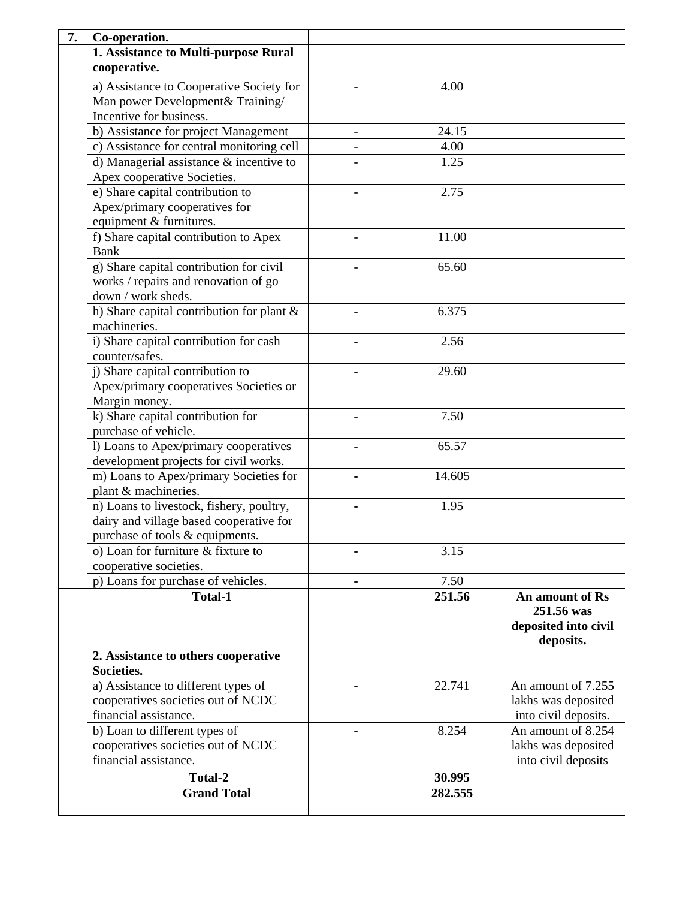| 7. | Co-operation. | | | |
|---|---|---|---|---|
| | **1. Assistance to Multi-purpose Rural cooperative.** | | | |
| | a) Assistance to Cooperative Society for Man power Development& Training/ Incentive for business. | - | 4.00 | |
| | b) Assistance for project Management | - | 24.15 | |
| | c) Assistance for central monitoring cell | - | 4.00 | |
| | d) Managerial assistance & incentive to Apex cooperative Societies. | - | 1.25 | |
| | e) Share capital contribution to Apex/primary cooperatives for equipment & furnitures. | - | 2.75 | |
| | f) Share capital contribution to Apex Bank | - | 11.00 | |
| | g) Share capital contribution for civil works / repairs and renovation of go down / work sheds. | - | 65.60 | |
| | h) Share capital contribution for plant & machineries. | - | 6.375 | |
| | i) Share capital contribution for cash counter/safes. | - | 2.56 | |
| | j) Share capital contribution to Apex/primary cooperatives Societies or Margin money. | - | 29.60 | |
| | k) Share capital contribution for purchase of vehicle. | - | 7.50 | |
| | l) Loans to Apex/primary cooperatives development projects for civil works. | - | 65.57 | |
| | m) Loans to Apex/primary Societies for plant & machineries. | - | 14.605 | |
| | n) Loans to livestock, fishery, poultry, dairy and village based cooperative for purchase of tools & equipments. | - | 1.95 | |
| | o) Loan for furniture & fixture to cooperative societies. | - | 3.15 | |
| | p) Loans for purchase of vehicles. | - | 7.50 | |
| | **Total-1** | | **251.56** | **An amount of Rs 251.56 was deposited into civil deposits.** |
| | **2. Assistance to others cooperative Societies.** | | | |
| | a) Assistance to different types of cooperatives societies out of NCDC financial assistance. | - | 22.741 | An amount of 7.255 lakhs was deposited into civil deposits. |
| | b) Loan to different types of cooperatives societies out of NCDC financial assistance. | - | 8.254 | An amount of 8.254 lakhs was deposited into civil deposits |
| | **Total-2** | | **30.995** | |
| | **Grand Total** | | **282.555** | |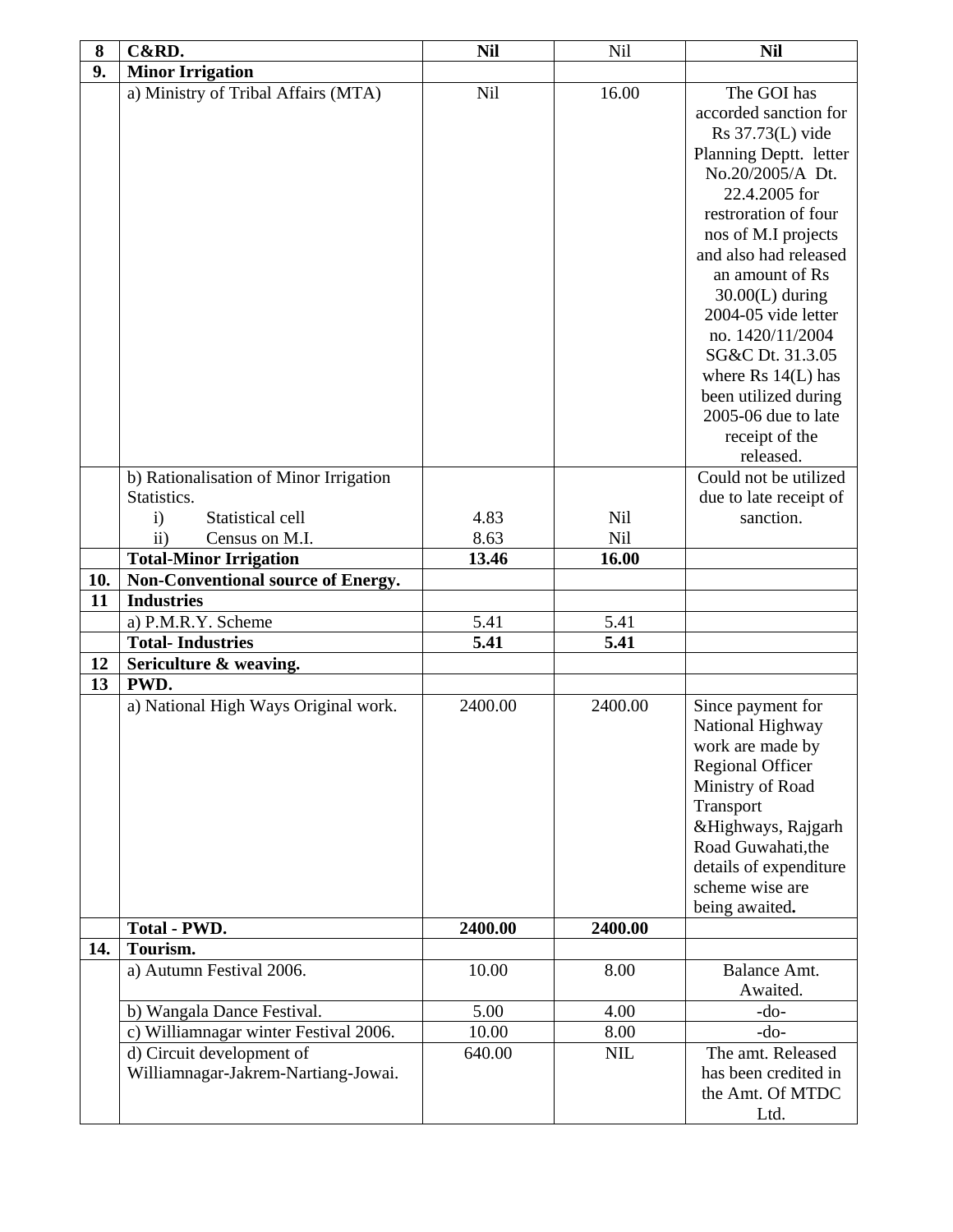| 8 | **C&RD.** | **Nil** | Nil | **Nil** |
|---|---|---|---|---|
| **9.** | **Minor Irrigation** | | | |
| | a) Ministry of Tribal Affairs (MTA) | Nil | 16.00 | The GOI has accorded sanction for Rs 37.73(L) vide Planning Deptt. letter No.20/2005/A Dt. 22.4.2005 for restroration of four nos of M.I projects and also had released an amount of Rs 30.00(L) during 2004-05 vide letter no. 1420/11/2004 SG&C Dt. 31.3.05 where Rs 14(L) has been utilized during 2005-06 due to late receipt of the released. |
| | b) Rationalisation of Minor Irrigation Statistics.<br>i) Statistical cell<br>ii) Census on M.I. | <br><br>4.83<br>8.63 | <br><br>Nil<br>Nil | Could not be utilized due to late receipt of sanction. |
| | **Total-Minor Irrigation** | **13.46** | **16.00** | |
| **10.** | **Non-Conventional source of Energy.** | | | |
| **11** | **Industries** | | | |
| | a) P.M.R.Y. Scheme | 5.41 | 5.41 | |
| | **Total- Industries** | **5.41** | **5.41** | |
| **12** | **Sericulture & weaving.** | | | |
| **13** | **PWD.** | | | |
| | a) National High Ways Original work. | 2400.00 | 2400.00 | Since payment for National Highway work are made by Regional Officer Ministry of Road Transport &Highways, Rajgarh Road Guwahati,the details of expenditure scheme wise are being awaited**.** |
| | **Total - PWD.** | **2400.00** | **2400.00** | |
| **14.** | **Tourism.** | | | |
| | a) Autumn Festival 2006. | 10.00 | 8.00 | Balance Amt. Awaited. |
| | b) Wangala Dance Festival. | 5.00 | 4.00 | -do- |
| | c) Williamnagar winter Festival 2006. | 10.00 | 8.00 | -do- |
| | d) Circuit development of Williamnagar-Jakrem-Nartiang-Jowai. | 640.00 | NIL | The amt. Released has been credited in the Amt. Of MTDC Ltd. |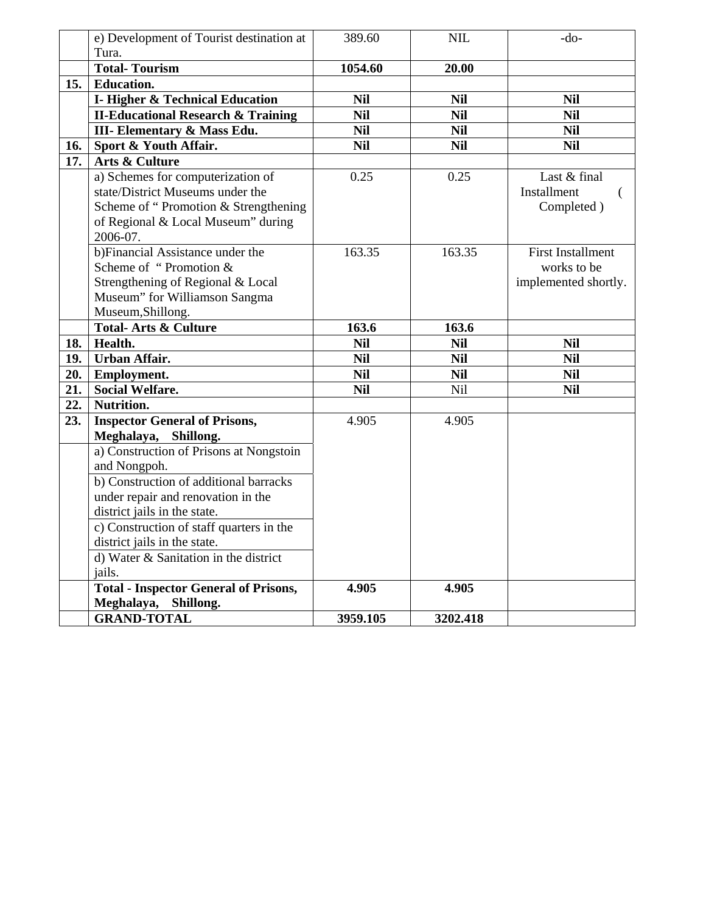| | | | | |
|---|---|---|---|---|
| | e) Development of Tourist destination at Tura. | 389.60 | NIL | -do- |
| | **Total- Tourism** | **1054.60** | **20.00** | |
| **15.** | **Education.** | | | |
| | **I- Higher & Technical Education** | **Nil** | **Nil** | **Nil** |
| | **II-Educational Research & Training** | **Nil** | **Nil** | **Nil** |
| | **III- Elementary & Mass Edu.** | **Nil** | **Nil** | **Nil** |
| **16.** | **Sport & Youth Affair.** | **Nil** | **Nil** | **Nil** |
| **17.** | **Arts & Culture** | | | |
| | a) Schemes for computerization of state/District Museums under the Scheme of " Promotion & Strengthening of Regional & Local Museum" during 2006-07. | 0.25 | 0.25 | Last & final Installment ( Completed ) |
| | b)Financial Assistance under the Scheme of " Promotion & Strengthening of Regional & Local Museum" for Williamson Sangma Museum,Shillong. | 163.35 | 163.35 | First Installment works to be implemented shortly. |
| | **Total- Arts & Culture** | **163.6** | **163.6** | |
| **18.** | **Health.** | **Nil** | **Nil** | **Nil** |
| **19.** | **Urban Affair.** | **Nil** | **Nil** | **Nil** |
| **20.** | **Employment.** | **Nil** | **Nil** | **Nil** |
| **21.** | **Social Welfare.** | **Nil** | Nil | **Nil** |
| **22.** | **Nutrition.** | | | |
| **23.** | **Inspector General of Prisons, Meghalaya, Shillong.** | 4.905 | 4.905 | |
| | a) Construction of Prisons at Nongstoin and Nongpoh. | | | |
| | b) Construction of additional barracks under repair and renovation in the district jails in the state. | | | |
| | c) Construction of staff quarters in the district jails in the state. | | | |
| | d) Water & Sanitation in the district jails. | | | |
| | **Total - Inspector General of Prisons, Meghalaya, Shillong.** | **4.905** | **4.905** | |
| | **GRAND-TOTAL** | **3959.105** | **3202.418** | |